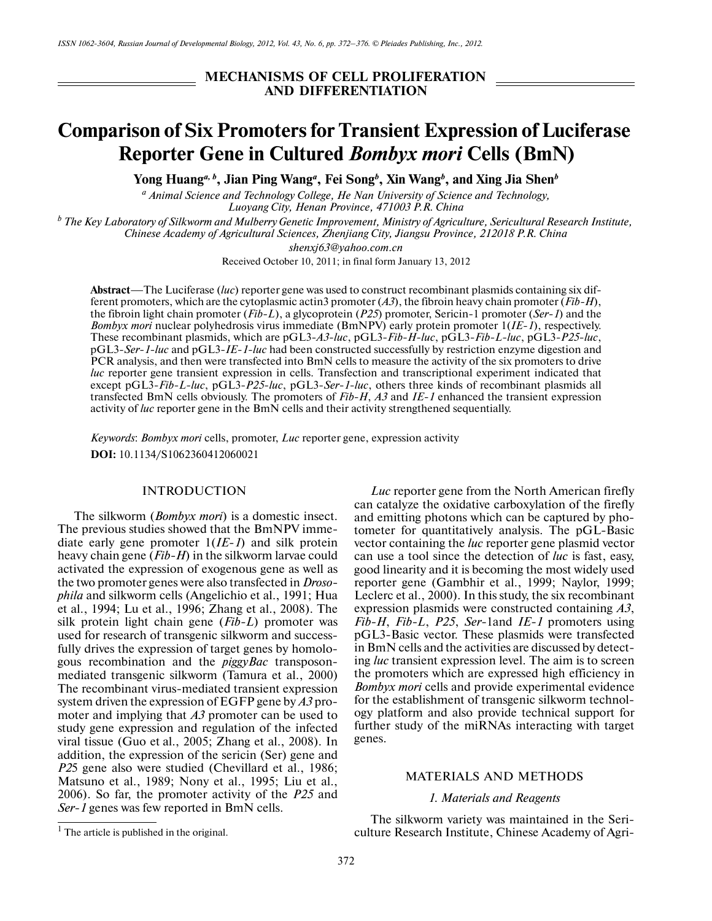MECHANISMS OF CELL PROLIFERATION AND DIFFERENTIATION

# Comparison of Six Promoters for Transient Expression of Luciferase Reporter Gene in Cultured *Bombyx mori* Cells (BmN)

**Yong Huang[a, b], Jian Ping Wang[a], Fei Song[b], Xin Wang[b], and Xing Jia Shen[b]**

[a] *Animal Science and Technology College, He Nan University of Science and Technology, Luoyang City, Henan Province, 471003 P.R. China*

[b] *The Key Laboratory of Silkworm and Mulberry Genetic Improvement, Ministry of Agriculture, Sericultural Research Institute, Chinese Academy of Agricultural Sciences, Zhenjiang City, Jiangsu Province, 212018 P.R. China*

*shenxj63@yahoo.com.cn*

Received October 10, 2011; in final form January 13, 2012

**Abstract**—The Luciferase (*luc*) reporter gene was used to construct recombinant plasmids containing six different promoters, which are the cytoplasmic actin3 promoter (*A3*), the fibroin heavy chain promoter (*Fib-H*), the fibroin light chain promoter (*Fib-L*), a glycoprotein (*P25*) promoter, Sericin-1 promoter (*Ser-1*) and the *Bombyx mori* nuclear polyhedrosis virus immediate (BmNPV) early protein promoter 1(*IE-1*), respectively. These recombinant plasmids, which are pGL3-*A3-luc*, pGL3-*Fib-H-luc*, pGL3-*Fib-L-luc*, pGL3-*P25-luc*, pGL3-*Ser-1-luc* and pGL3-*IE-1-luc* had been constructed successfully by restriction enzyme digestion and PCR analysis, and then were transfected into BmN cells to measure the activity of the six promoters to drive *luc* reporter gene transient expression in cells. Transfection and transcriptional experiment indicated that except pGL3-*Fib-L-luc*, pGL3-*P25-luc*, pGL3-*Ser-1-luc*, others three kinds of recombinant plasmids all transfected BmN cells obviously. The promoters of *Fib-H*, *A3* and *IE-1* enhanced the transient expression activity of *luc* reporter gene in the BmN cells and their activity strengthened sequentially.

*Keywords*: *Bombyx mori* cells, promoter, *Luc* reporter gene, expression activity

**DOI:** 10.1134/S1062360412060021

## INTRODUCTION

The silkworm (*Bombyx mori*) is a domestic insect. The previous studies showed that the BmNPV immediate early gene promoter 1(*IE-1*) and silk protein heavy chain gene (*Fib-H*) in the silkworm larvae could activated the expression of exogenous gene as well as the two promoter genes were also transfected in *Drosophila* and silkworm cells (Angelichio et al., 1991; Hua et al., 1994; Lu et al., 1996; Zhang et al., 2008). The silk protein light chain gene (*Fib-L*) promoter was used for research of transgenic silkworm and successfully drives the expression of target genes by homologous recombination and the *piggyBac* transposon-mediated transgenic silkworm (Tamura et al., 2000) The recombinant virus-mediated transient expression system driven the expression of EGFP gene by *A3* promoter and implying that *A3* promoter can be used to study gene expression and regulation of the infected viral tissue (Guo et al., 2005; Zhang et al., 2008). In addition, the expression of the sericin (Ser) gene and *P25* gene also were studied (Chevillard et al., 1986; Matsuno et al., 1989; Nony et al., 1995; Liu et al., 2006). So far, the promoter activity of the *P25* and *Ser-1* genes was few reported in BmN cells.

*Luc* reporter gene from the North American firefly can catalyze the oxidative carboxylation of the firefly and emitting photons which can be captured by photometer for quantitatively analysis. The pGL-Basic vector containing the *luc* reporter gene plasmid vector can use a tool since the detection of *luc* is fast, easy, good linearity and it is becoming the most widely used reporter gene (Gambhir et al., 1999; Naylor, 1999; Leclerc et al., 2000). In this study, the six recombinant expression plasmids were constructed containing *A3*, *Fib-H*, *Fib-L*, *P25*, *Ser*-1and *IE-1* promoters using pGL3-Basic vector. These plasmids were transfected in BmN cells and the activities are discussed by detecting *luc* transient expression level. The aim is to screen the promoters which are expressed high efficiency in *Bombyx mori* cells and provide experimental evidence for the establishment of transgenic silkworm technology platform and also provide technical support for further study of the miRNAs interacting with target genes.

## MATERIALS AND METHODS

### *1. Materials and Reagents*

The silkworm variety was maintained in the Sericulture Research Institute, Chinese Academy of Agri-

[1] The article is published in the original.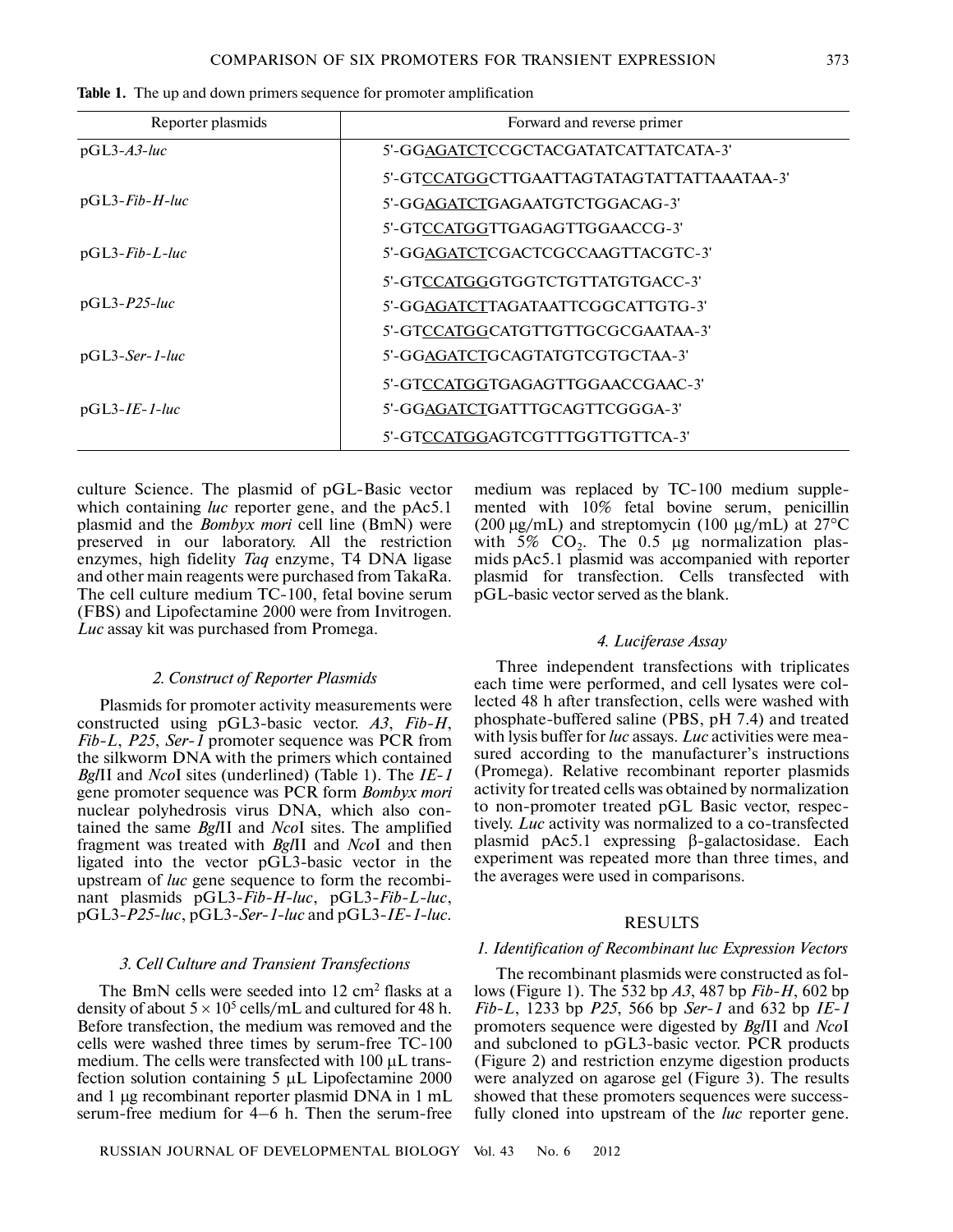**Table 1.** The up and down primers sequence for promoter amplification

| Reporter plasmids | Forward and reverse primer |
|---|---|
| pGL3-*A3-luc* | 5'-GGAGATCTCCGCTACGATATCATTATCATA-3' |
| | 5'-GTCCATGGCTTGAATTAGTATAGTATTATTAAATAA-3' |
| pGL3-*Fib-H-luc* | 5'-GGAGATCTGAGAATGTCTGGACAG-3' |
| | 5'-GTCCATGGTTGAGAGTTGGAACCG-3' |
| pGL3-*Fib-L-luc* | 5'-GGAGATCTCGACTCGCCAAGTTACGTC-3' |
| | 5'-GTCCATGGGTGGTCTGTTATGTGACC-3' |
| pGL3-*P25-luc* | 5'-GGAGATCTTAGATAATTCGGCATTGTG-3' |
| | 5'-GTCCATGGCATGTTGTTGCGCGAATAA-3' |
| pGL3-*Ser-1-luc* | 5'-GGAGATCTGCAGTATGTCGTGCTAA-3' |
| | 5'-GTCCATGGTGAGAGTTGGAACCGAAC-3' |
| pGL3-*IE-1-luc* | 5'-GGAGATCTGATTTGCAGTTCGGGA-3' |
| | 5'-GTCCATGGAGTCGTTTGGTTGTTCA-3' |

culture Science. The plasmid of pGL-Basic vector which containing *luc* reporter gene, and the pAc5.1 plasmid and the *Bombyx mori* cell line (BmN) were preserved in our laboratory. All the restriction enzymes, high fidelity *Taq* enzyme, T4 DNA ligase and other main reagents were purchased from TakaRa. The cell culture medium TC-100, fetal bovine serum (FBS) and Lipofectamine 2000 were from Invitrogen. *Luc* assay kit was purchased from Promega.

### *2. Construct of Reporter Plasmids*

Plasmids for promoter activity measurements were constructed using pGL3-basic vector. *A3*, *Fib-H*, *Fib-L*, *P25*, *Ser-1* promoter sequence was PCR from the silkworm DNA with the primers which contained *Bgl*II and *Nco*I sites (underlined) (Table 1). The *IE-1* gene promoter sequence was PCR form *Bombyx mori* nuclear polyhedrosis virus DNA, which also contained the same *Bgl*II and *Nco*I sites. The amplified fragment was treated with *Bgl*II and *Nco*I and then ligated into the vector pGL3-basic vector in the upstream of *luc* gene sequence to form the recombinant plasmids pGL3-*Fib-H-luc*, pGL3-*Fib-L-luc*, pGL3-*P25-luc*, pGL3-*Ser-1-luc* and pGL3-*IE-1-luc*.

### *3. Cell Culture and Transient Transfections*

The BmN cells were seeded into 12 $cm^2$ flasks at a density of about $5 \times 10^5$ cells/mL and cultured for 48 h. Before transfection, the medium was removed and the cells were washed three times by serum-free TC-100 medium. The cells were transfected with 100 μL transfection solution containing 5 μL Lipofectamine 2000 and 1 μg recombinant reporter plasmid DNA in 1 mL serum-free medium for 4–6 h. Then the serum-free medium was replaced by TC-100 medium supplemented with 10% fetal bovine serum, penicillin (200 μg/mL) and streptomycin (100 μg/mL) at 27°C with 5% $CO_2$. The 0.5 μg normalization plasmids pAc5.1 plasmid was accompanied with reporter plasmid for transfection. Cells transfected with pGL-basic vector served as the blank.

### *4. Luciferase Assay*

Three independent transfections with triplicates each time were performed, and cell lysates were collected 48 h after transfection, cells were washed with phosphate-buffered saline (PBS, pH 7.4) and treated with lysis buffer for *luc* assays. *Luc* activities were measured according to the manufacturer's instructions (Promega). Relative recombinant reporter plasmids activity for treated cells was obtained by normalization to non-promoter treated pGL Basic vector, respectively. *Luc* activity was normalized to a co-transfected plasmid pAc5.1 expressing β-galactosidase. Each experiment was repeated more than three times, and the averages were used in comparisons.

## RESULTS

### *1. Identification of Recombinant luc Expression Vectors*

The recombinant plasmids were constructed as follows (Figure 1). The 532 bp *A3*, 487 bp *Fib-H*, 602 bp *Fib-L*, 1233 bp *P25*, 566 bp *Ser-1* and 632 bp *IE-1* promoters sequence were digested by *Bgl*II and *Nco*I and subcloned to pGL3-basic vector. PCR products (Figure 2) and restriction enzyme digestion products were analyzed on agarose gel (Figure 3). The results showed that these promoters sequences were successfully cloned into upstream of the *luc* reporter gene.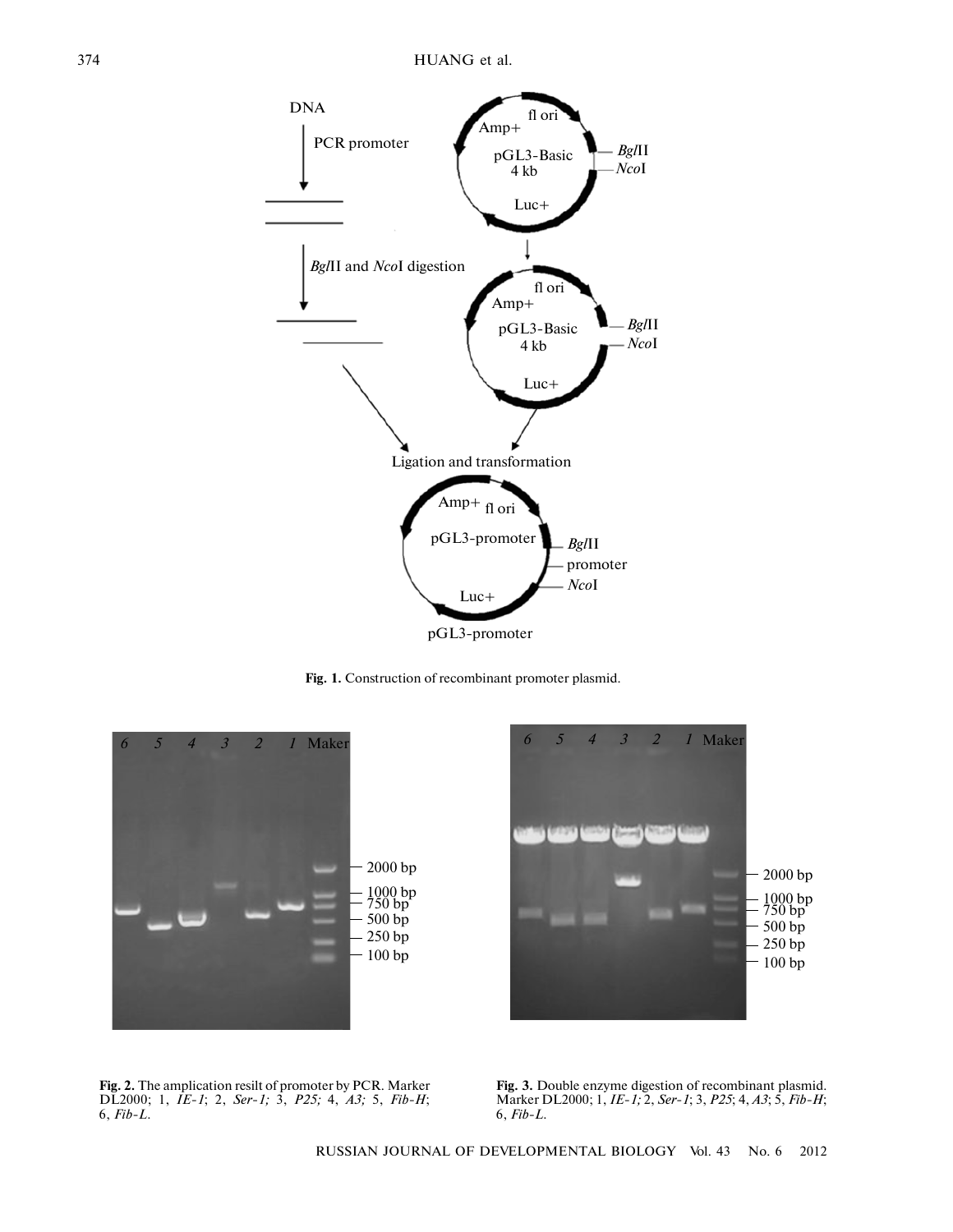**Fig. 1.** Construction of recombinant promoter plasmid.

**Fig. 2.** The amplication resilt of promoter by PCR. Marker DL2000; 1, *IE-1*; 2, *Ser-1;* 3, *P25;* 4, *A3;* 5, *Fib-H*; 6, *Fib-L*.

**Fig. 3.** Double enzyme digestion of recombinant plasmid. Marker DL2000; 1, *IE-1;* 2, *Ser-1*; 3, *P25*; 4, *A3*; 5, *Fib-H*; 6, *Fib-L*.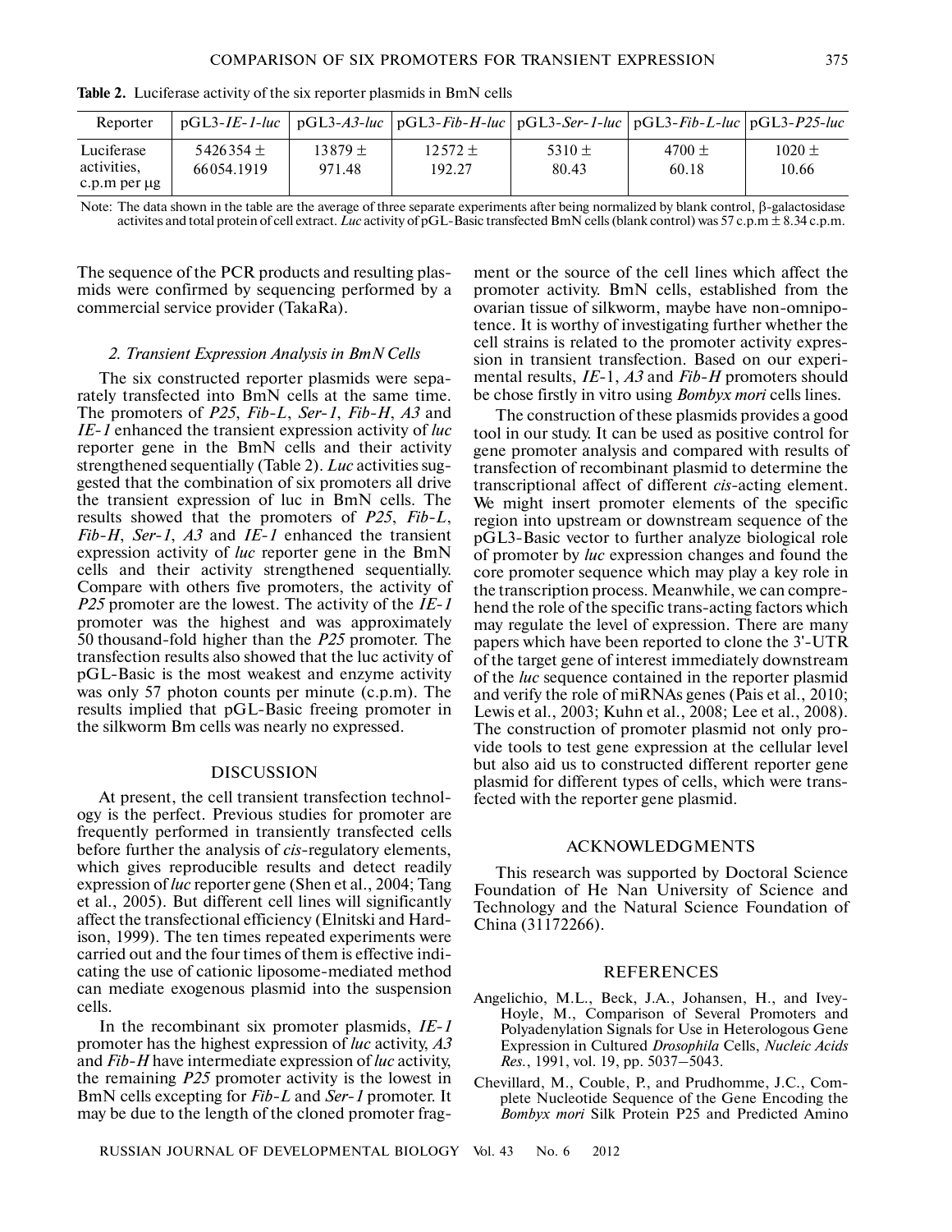**Table 2.** Luciferase activity of the six reporter plasmids in BmN cells

| Reporter | pGL3-*IE-1-luc* | pGL3-*A3-luc* | pGL3-*Fib-H-luc* | pGL3-*Ser-1-luc* | pGL3-*Fib-L-luc* | pGL3-*P25-luc* |
|---|---|---|---|---|---|---|
| Luciferase activities, c.p.m per μg | 5426354 ± 66054.1919 | 13879 ± 971.48 | 12572 ± 192.27 | 5310 ± 80.43 | 4700 ± 60.18 | 1020 ± 10.66 |

Note: The data shown in the table are the average of three separate experiments after being normalized by blank control, β-galactosidase activites and total protein of cell extract. *Luc* activity of pGL-Basic transfected BmN cells (blank control) was 57 c.p.m ± 8.34 c.p.m.

The sequence of the PCR products and resulting plasmids were confirmed by sequencing performed by a commercial service provider (TakaRa).

### *2. Transient Expression Analysis in BmN Cells*

The six constructed reporter plasmids were separately transfected into BmN cells at the same time. The promoters of *P25*, *Fib-L*, *Ser-1*, *Fib-H*, *A3* and *IE-1* enhanced the transient expression activity of *luc* reporter gene in the BmN cells and their activity strengthened sequentially (Table 2). *Luc* activities suggested that the combination of six promoters all drive the transient expression of luc in BmN cells. The results showed that the promoters of *P25*, *Fib-L*, *Fib-H*, *Ser-1*, *A3* and *IE-1* enhanced the transient expression activity of *luc* reporter gene in the BmN cells and their activity strengthened sequentially. Compare with others five promoters, the activity of *P25* promoter are the lowest. The activity of the *IE-1* promoter was the highest and was approximately 50 thousand-fold higher than the *P25* promoter. The transfection results also showed that the luc activity of pGL-Basic is the most weakest and enzyme activity was only 57 photon counts per minute (c.p.m). The results implied that pGL-Basic freeing promoter in the silkworm Bm cells was nearly no expressed.

## DISCUSSION

At present, the cell transient transfection technology is the perfect. Previous studies for promoter are frequently performed in transiently transfected cells before further the analysis of *cis*-regulatory elements, which gives reproducible results and detect readily expression of *luc* reporter gene (Shen et al., 2004; Tang et al., 2005). But different cell lines will significantly affect the transfectional efficiency (Elnitski and Hardison, 1999). The ten times repeated experiments were carried out and the four times of them is effective indicating the use of cationic liposome-mediated method can mediate exogenous plasmid into the suspension cells.

In the recombinant six promoter plasmids, *IE-1* promoter has the highest expression of *luc* activity, *A3* and *Fib-H* have intermediate expression of *luc* activity, the remaining *P25* promoter activity is the lowest in BmN cells excepting for *Fib-L* and *Ser-1* promoter. It may be due to the length of the cloned promoter fragment or the source of the cell lines which affect the promoter activity. BmN cells, established from the ovarian tissue of silkworm, maybe have non-omnipotence. It is worthy of investigating further whether the cell strains is related to the promoter activity expression in transient transfection. Based on our experimental results, *IE*-1, *A3* and *Fib-H* promoters should be chose firstly in vitro using *Bombyx mori* cells lines.

The construction of these plasmids provides a good tool in our study. It can be used as positive control for gene promoter analysis and compared with results of transfection of recombinant plasmid to determine the transcriptional affect of different *cis*-acting element. We might insert promoter elements of the specific region into upstream or downstream sequence of the pGL3-Basic vector to further analyze biological role of promoter by *luc* expression changes and found the core promoter sequence which may play a key role in the transcription process. Meanwhile, we can comprehend the role of the specific trans-acting factors which may regulate the level of expression. There are many papers which have been reported to clone the 3'-UTR of the target gene of interest immediately downstream of the *luc* sequence contained in the reporter plasmid and verify the role of miRNAs genes (Pais et al., 2010; Lewis et al., 2003; Kuhn et al., 2008; Lee et al., 2008). The construction of promoter plasmid not only provide tools to test gene expression at the cellular level but also aid us to constructed different reporter gene plasmid for different types of cells, which were transfected with the reporter gene plasmid.

## ACKNOWLEDGMENTS

This research was supported by Doctoral Science Foundation of He Nan University of Science and Technology and the Natural Science Foundation of China (31172266).

## REFERENCES

Angelichio, M.L., Beck, J.A., Johansen, H., and Ivey-Hoyle, M., Comparison of Several Promoters and Polyadenylation Signals for Use in Heterologous Gene Expression in Cultured *Drosophila* Cells, *Nucleic Acids Res.*, 1991, vol. 19, pp. 5037–5043.

Chevillard, M., Couble, P., and Prudhomme, J.C., Complete Nucleotide Sequence of the Gene Encoding the *Bombyx mori* Silk Protein P25 and Predicted Amino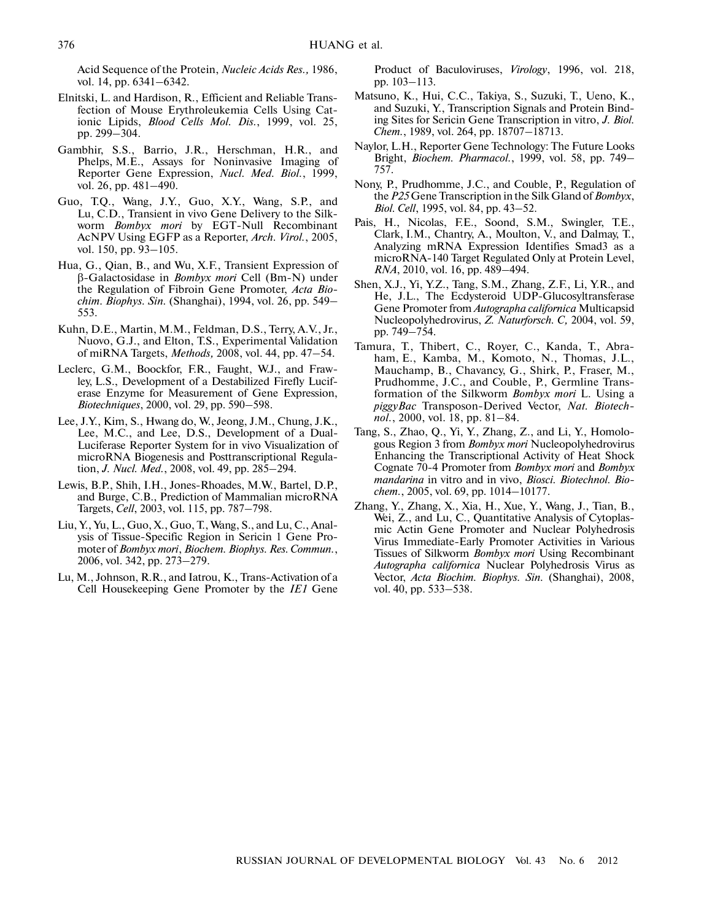Acid Sequence of the Protein, *Nucleic Acids Res.,* 1986, vol. 14, pp. 6341–6342.

Elnitski, L. and Hardison, R., Efficient and Reliable Transfection of Mouse Erythroleukemia Cells Using Cationic Lipids, *Blood Cells Mol. Dis.*, 1999, vol. 25, pp. 299–304.

Gambhir, S.S., Barrio, J.R., Herschman, H.R., and Phelps, M.E., Assays for Noninvasive Imaging of Reporter Gene Expression, *Nucl. Med. Biol.*, 1999, vol. 26, pp. 481–490.

Guo, T.Q., Wang, J.Y., Guo, X.Y., Wang, S.P., and Lu, C.D., Transient in vivo Gene Delivery to the Silkworm *Bombyx mori* by EGT-Null Recombinant AcNPV Using EGFP as a Reporter, *Arch. Virol.*, 2005, vol. 150, pp. 93–105.

Hua, G., Qian, B., and Wu, X.F., Transient Expression of β-Galactosidase in *Bombyx mori* Cell (Bm-N) under the Regulation of Fibroin Gene Promoter, *Acta Biochim. Biophys. Sin.* (Shanghai), 1994, vol. 26, pp. 549–553.

Kuhn, D.E., Martin, M.M., Feldman, D.S., Terry, A.V., Jr., Nuovo, G.J., and Elton, T.S., Experimental Validation of miRNA Targets, *Methods,* 2008, vol. 44, pp. 47–54.

Leclerc, G.M., Boockfor, F.R., Faught, W.J., and Frawley, L.S., Development of a Destabilized Firefly Luciferase Enzyme for Measurement of Gene Expression, *Biotechniques*, 2000, vol. 29, pp. 590–598.

Lee, J.Y., Kim, S., Hwang do, W., Jeong, J.M., Chung, J.K., Lee, M.C., and Lee, D.S., Development of a Dual-Luciferase Reporter System for in vivo Visualization of microRNA Biogenesis and Posttranscriptional Regulation, *J. Nucl. Med.*, 2008, vol. 49, pp. 285–294.

Lewis, B.P., Shih, I.H., Jones-Rhoades, M.W., Bartel, D.P., and Burge, C.B., Prediction of Mammalian microRNA Targets, *Cell*, 2003, vol. 115, pp. 787–798.

Liu, Y., Yu, L., Guo, X., Guo, T., Wang, S., and Lu, C., Analysis of Tissue-Specific Region in Sericin 1 Gene Promoter of *Bombyx mori*, *Biochem. Biophys. Res. Commun.*, 2006, vol. 342, pp. 273–279.

Lu, M., Johnson, R.R., and Iatrou, K., Trans-Activation of a Cell Housekeeping Gene Promoter by the *IE1* Gene Product of Baculoviruses, *Virology*, 1996, vol. 218, pp. 103–113.

Matsuno, K., Hui, C.C., Takiya, S., Suzuki, T., Ueno, K., and Suzuki, Y., Transcription Signals and Protein Binding Sites for Sericin Gene Transcription in vitro, *J. Biol. Chem.*, 1989, vol. 264, pp. 18707–18713.

Naylor, L.H., Reporter Gene Technology: The Future Looks Bright, *Biochem. Pharmacol.*, 1999, vol. 58, pp. 749–757.

Nony, P., Prudhomme, J.C., and Couble, P., Regulation of the *P25* Gene Transcription in the Silk Gland of *Bombyx*, *Biol. Cell*, 1995, vol. 84, pp. 43–52.

Pais, H., Nicolas, F.E., Soond, S.M., Swingler, T.E., Clark, I.M., Chantry, A., Moulton, V., and Dalmay, T., Analyzing mRNA Expression Identifies Smad3 as a microRNA-140 Target Regulated Only at Protein Level, *RNA*, 2010, vol. 16, pp. 489–494.

Shen, X.J., Yi, Y.Z., Tang, S.M., Zhang, Z.F., Li, Y.R., and He, J.L., The Ecdysteroid UDP-Glucosyltransferase Gene Promoter from *Autographa californica* Multicapsid Nucleopolyhedrovirus, *Z. Naturforsch. C,* 2004, vol. 59, pp. 749–754.

Tamura, T., Thibert, C., Royer, C., Kanda, T., Abraham, E., Kamba, M., Komoto, N., Thomas, J.L., Mauchamp, B., Chavancy, G., Shirk, P., Fraser, M., Prudhomme, J.C., and Couble, P., Germline Transformation of the Silkworm *Bombyx mori* L. Using a *piggyBac* Transposon-Derived Vector, *Nat. Biotechnol.*, 2000, vol. 18, pp. 81–84.

Tang, S., Zhao, Q., Yi, Y., Zhang, Z., and Li, Y., Homologous Region 3 from *Bombyx mori* Nucleopolyhedrovirus Enhancing the Transcriptional Activity of Heat Shock Cognate 70-4 Promoter from *Bombyx mori* and *Bombyx mandarina* in vitro and in vivo, *Biosci. Biotechnol. Biochem.*, 2005, vol. 69, pp. 1014–10177.

Zhang, Y., Zhang, X., Xia, H., Xue, Y., Wang, J., Tian, B., Wei, Z., and Lu, C., Quantitative Analysis of Cytoplasmic Actin Gene Promoter and Nuclear Polyhedrosis Virus Immediate-Early Promoter Activities in Various Tissues of Silkworm *Bombyx mori* Using Recombinant *Autographa californica* Nuclear Polyhedrosis Virus as Vector, *Acta Biochim. Biophys. Sin.* (Shanghai), 2008, vol. 40, pp. 533–538.